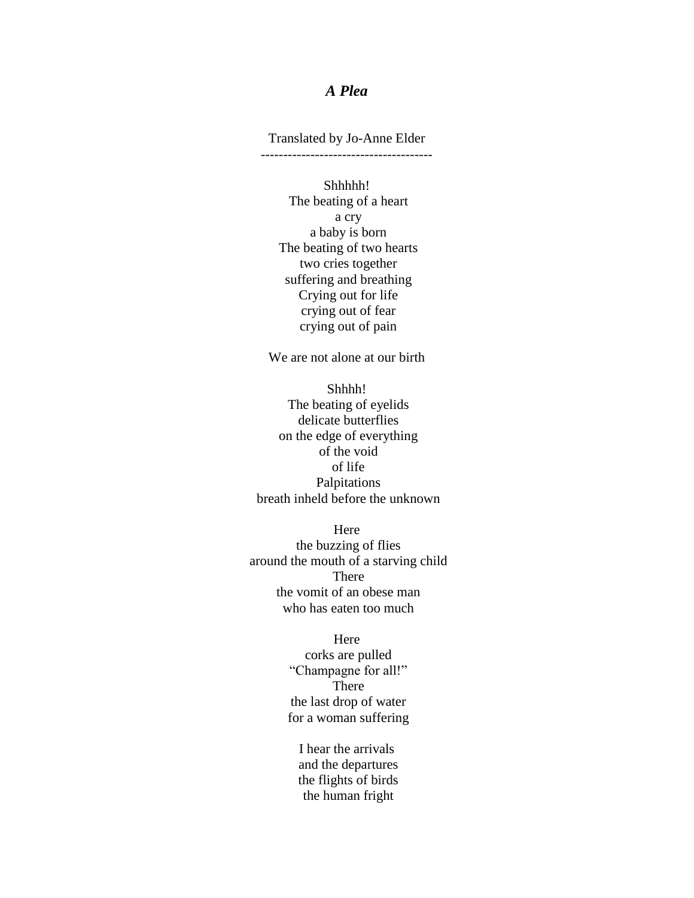## *A Plea*

Translated by Jo-Anne Elder

-------------------------------------

Shhhhh!  
The beating of a heart  
a cry  
a baby is born  
The beating of two hearts  
two cries together  
suffering and breathing  
Crying out for life  
crying out of fear  
crying out of pain

We are not alone at our birth

Shhhh!  
The beating of eyelids  
delicate butterflies  
on the edge of everything  
of the void  
of life  
Palpitations  
breath inheld before the unknown

Here  
the buzzing of flies  
around the mouth of a starving child  
There  
the vomit of an obese man  
who has eaten too much

Here  
corks are pulled  
"Champagne for all!"  
There  
the last drop of water  
for a woman suffering

I hear the arrivals  
and the departures  
the flights of birds  
the human fright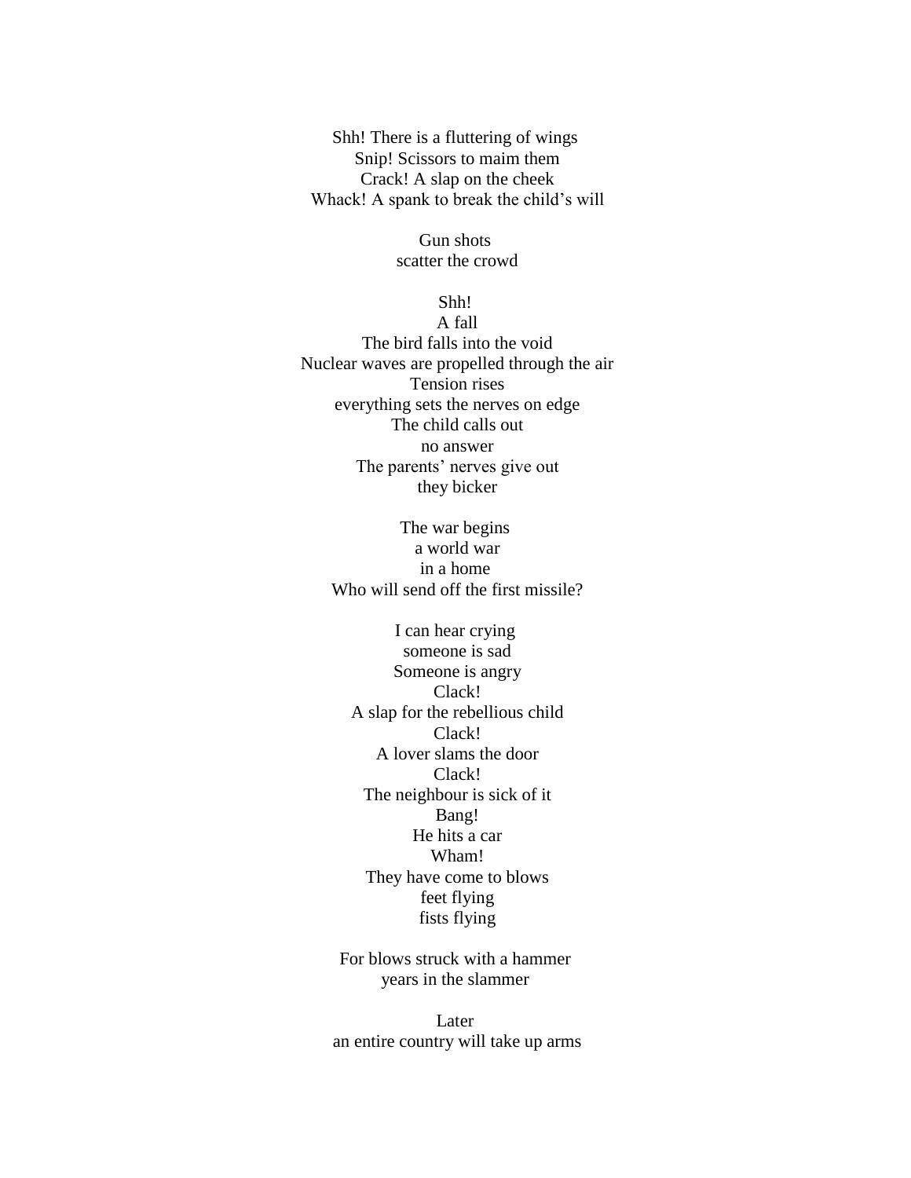Shh! There is a fluttering of wings  
Snip! Scissors to maim them  
Crack! A slap on the cheek  
Whack! A spank to break the child's will

Gun shots  
scatter the crowd

Shh!  
A fall  
The bird falls into the void  
Nuclear waves are propelled through the air  
Tension rises  
everything sets the nerves on edge  
The child calls out  
no answer  
The parents' nerves give out  
they bicker

The war begins  
a world war  
in a home  
Who will send off the first missile?

I can hear crying  
someone is sad  
Someone is angry  
Clack!  
A slap for the rebellious child  
Clack!  
A lover slams the door  
Clack!  
The neighbour is sick of it  
Bang!  
He hits a car  
Wham!  
They have come to blows  
feet flying  
fists flying

For blows struck with a hammer  
years in the slammer

Later  
an entire country will take up arms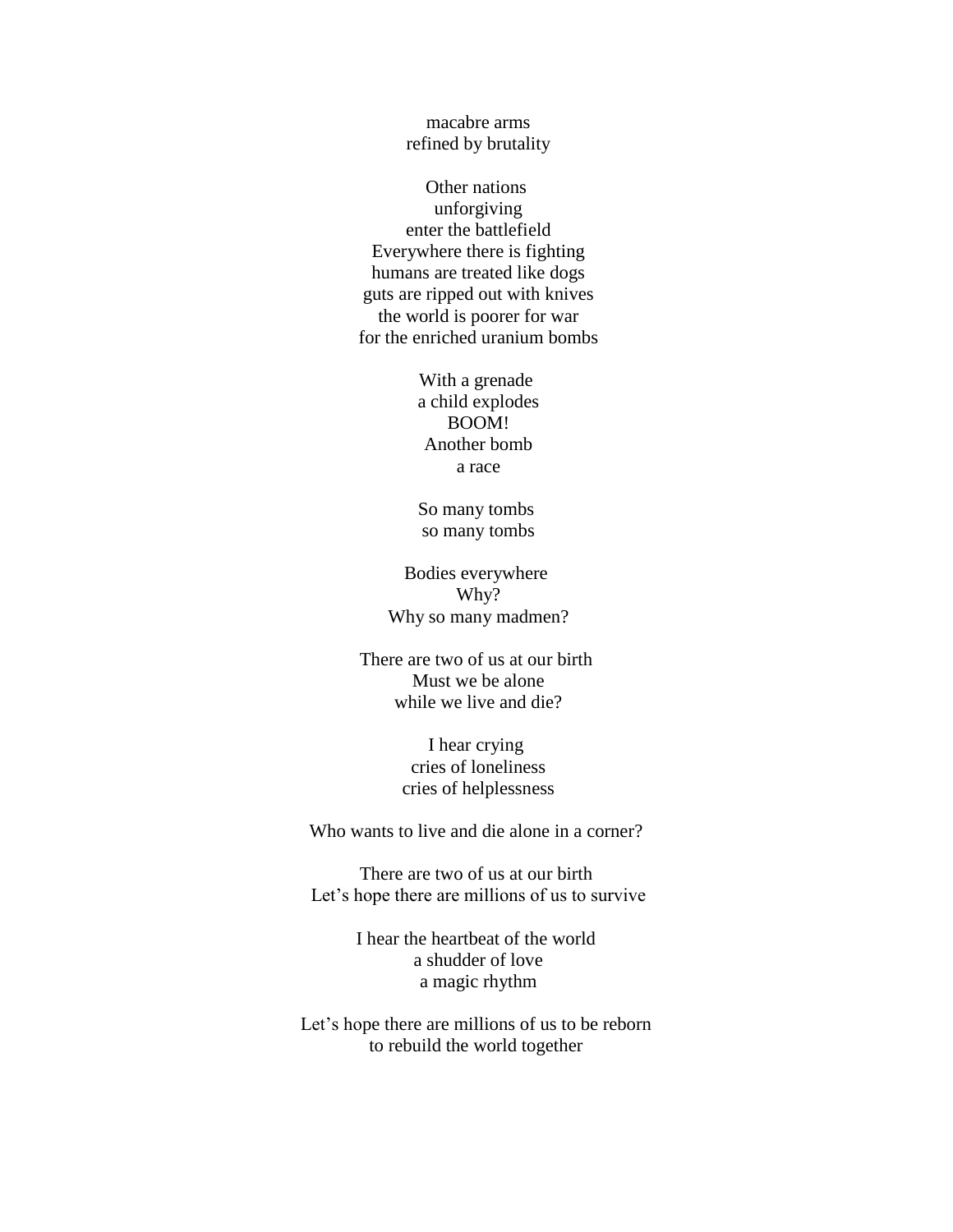macabre arms  
refined by brutality

Other nations  
unforgiving  
enter the battlefield  
Everywhere there is fighting  
humans are treated like dogs  
guts are ripped out with knives  
the world is poorer for war  
for the enriched uranium bombs

With a grenade  
a child explodes  
BOOM!  
Another bomb  
a race

So many tombs  
so many tombs

Bodies everywhere  
Why?  
Why so many madmen?

There are two of us at our birth  
Must we be alone  
while we live and die?

I hear crying  
cries of loneliness  
cries of helplessness

Who wants to live and die alone in a corner?

There are two of us at our birth  
Let's hope there are millions of us to survive

I hear the heartbeat of the world  
a shudder of love  
a magic rhythm

Let's hope there are millions of us to be reborn  
to rebuild the world together